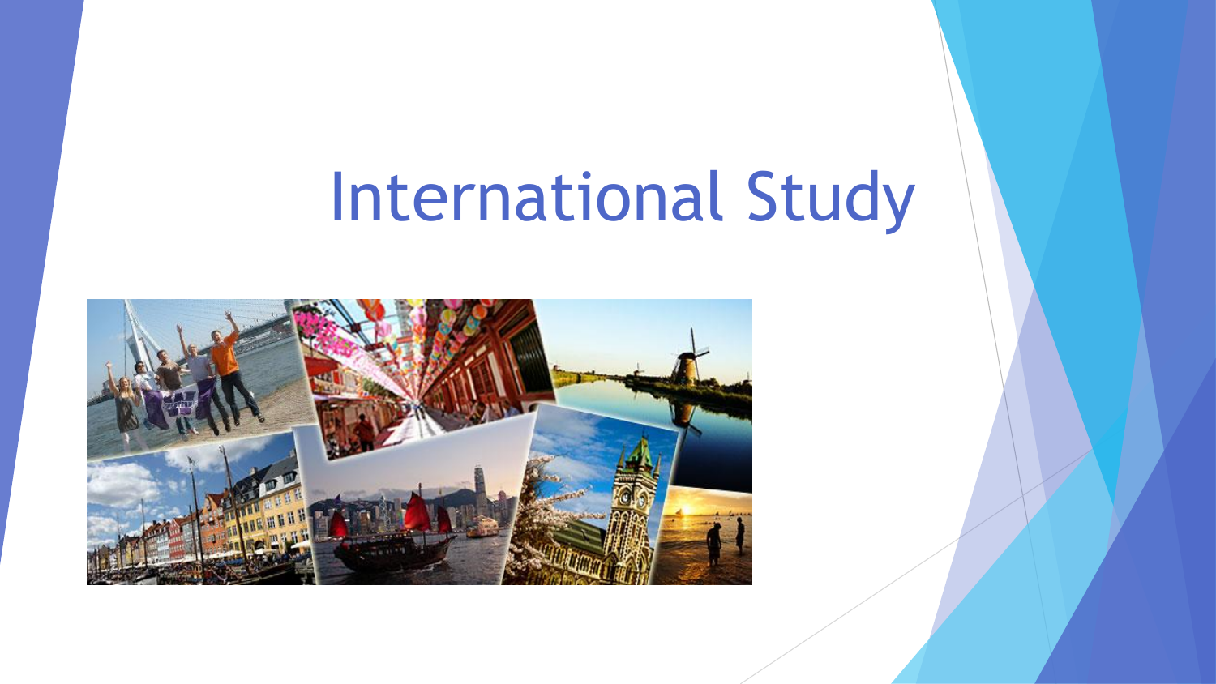# International Study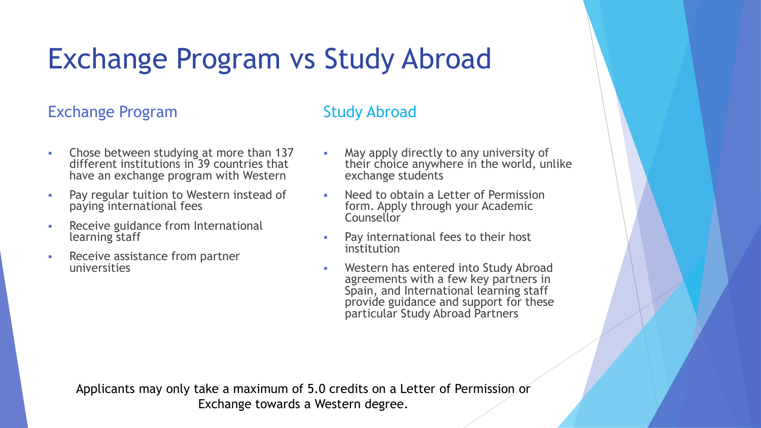# Exchange Program vs Study Abroad

## Exchange Program

- Chose between studying at more than 137 different institutions in 39 countries that have an exchange program with Western
- Pay regular tuition to Western instead of paying international fees
- Receive guidance from International learning staff
- Receive assistance from partner universities

## Study Abroad

- May apply directly to any university of their choice anywhere in the world, unlike exchange students
- Need to obtain a Letter of Permission form. Apply through your Academic Counsellor
- Pay international fees to their host institution
- Western has entered into Study Abroad agreements with a few key partners in Spain, and International learning staff provide guidance and support for these particular Study Abroad Partners

Applicants may only take a maximum of 5.0 credits on a Letter of Permission or Exchange towards a Western degree.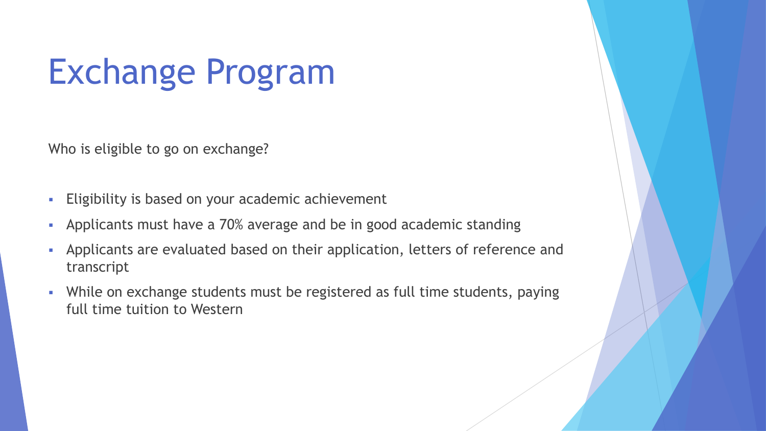# Exchange Program

Who is eligible to go on exchange?

- Eligibility is based on your academic achievement
- Applicants must have a 70% average and be in good academic standing
- Applicants are evaluated based on their application, letters of reference and transcript
- While on exchange students must be registered as full time students, paying full time tuition to Western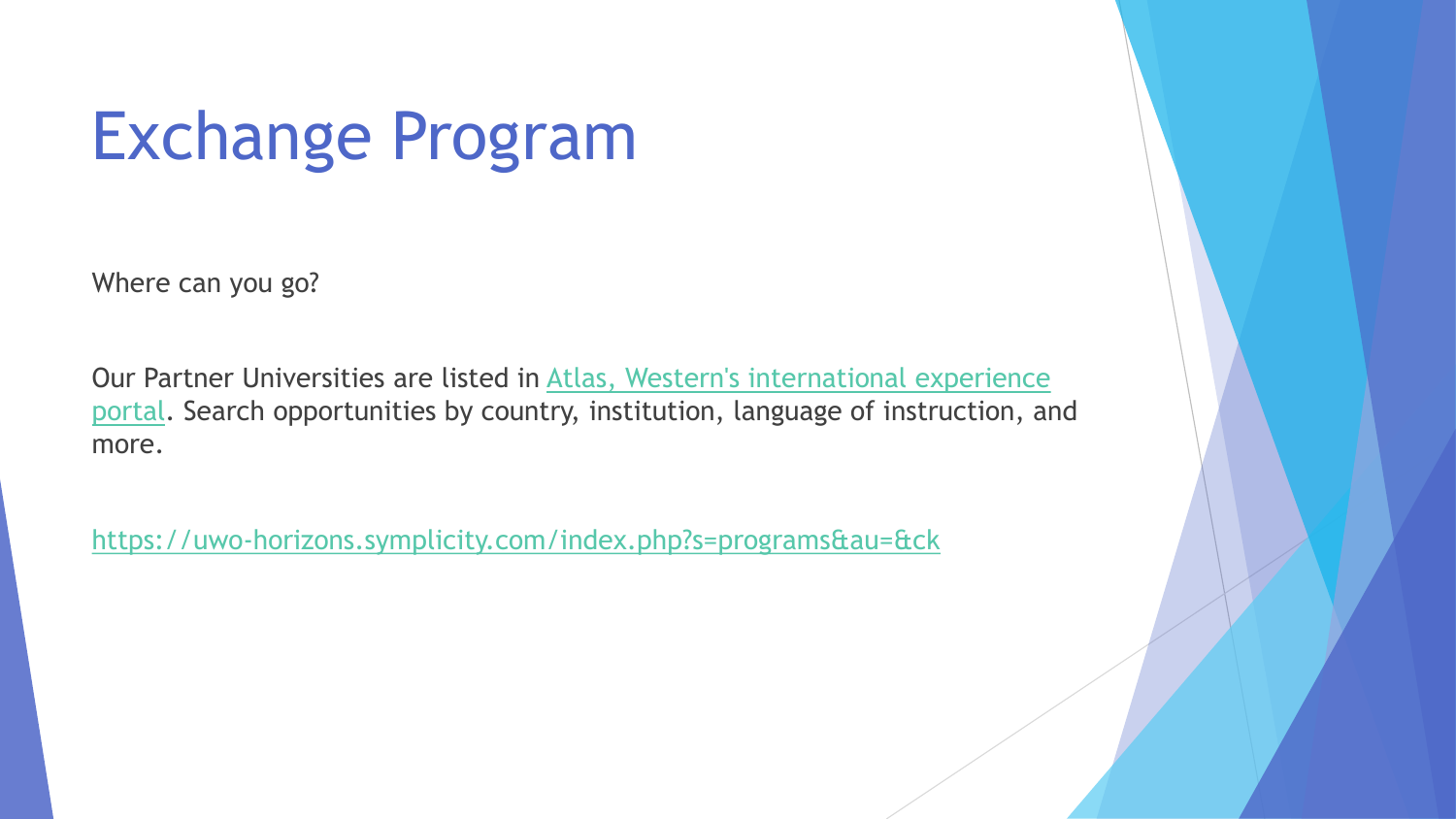# Exchange Program

Where can you go?

Our Partner Universities are listed in [Atlas, Western's international experience portal](https://uwo-horizons.symplicity.com/index.php?s=programs&au=&ck). Search opportunities by country, institution, language of instruction, and more.

https://uwo-horizons.symplicity.com/index.php?s=programs&au=&ck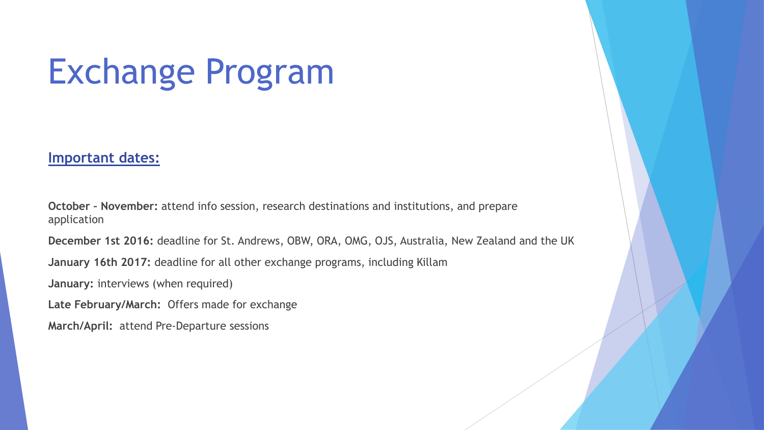# Exchange Program

## Important dates:

**October – November:** attend info session, research destinations and institutions, and prepare application

**December 1st 2016:** deadline for St. Andrews, OBW, ORA, OMG, OJS, Australia, New Zealand and the UK

**January 16th 2017:** deadline for all other exchange programs, including Killam

**January:** interviews (when required)

**Late February/March:** Offers made for exchange

**March/April:** attend Pre-Departure sessions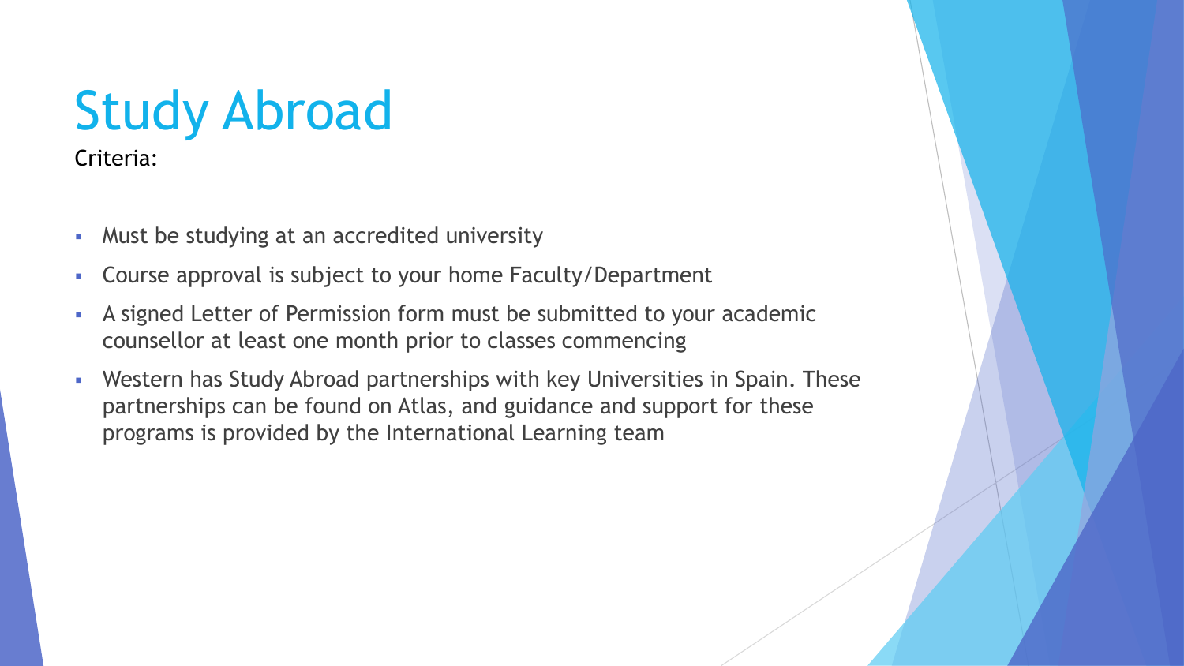# Study Abroad

Criteria:

- Must be studying at an accredited university
- Course approval is subject to your home Faculty/Department
- A signed Letter of Permission form must be submitted to your academic counsellor at least one month prior to classes commencing
- Western has Study Abroad partnerships with key Universities in Spain. These partnerships can be found on Atlas, and guidance and support for these programs is provided by the International Learning team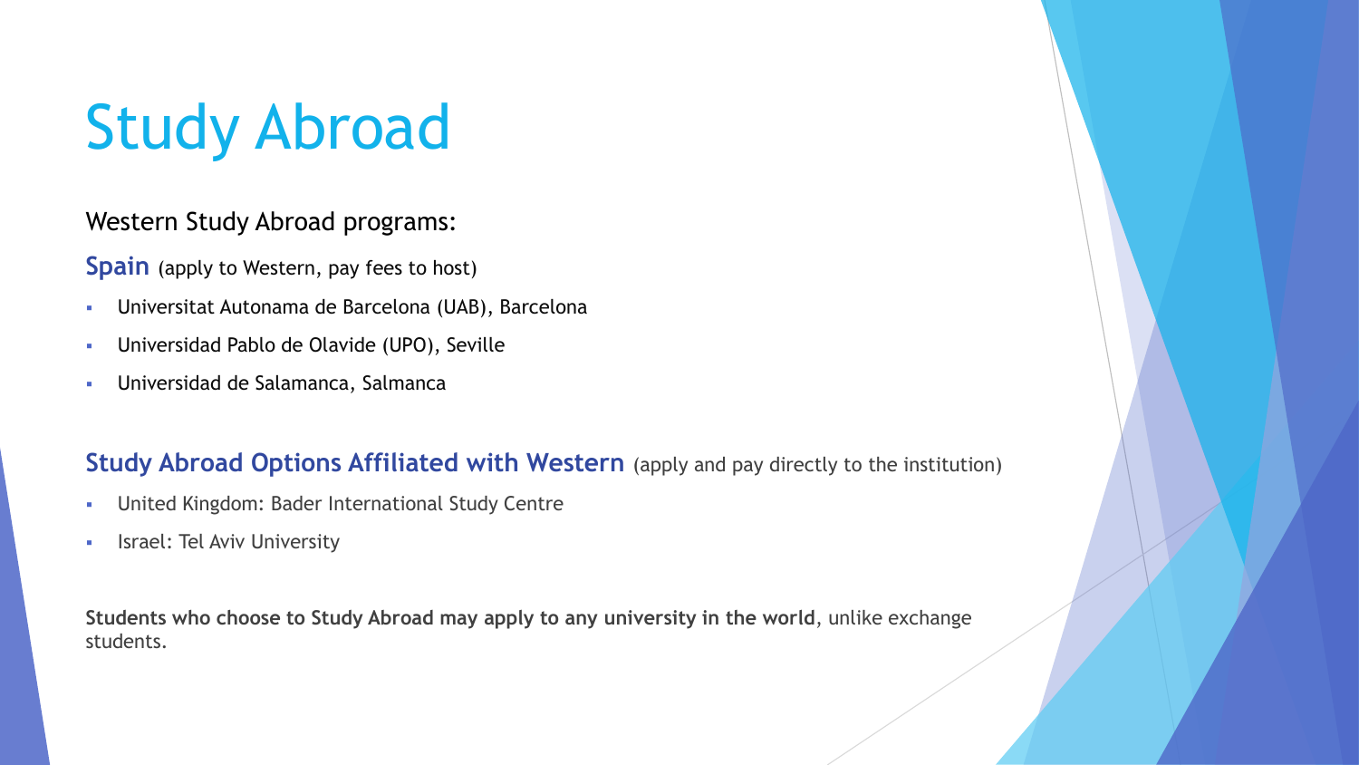# Study Abroad

Western Study Abroad programs:

**Spain** (apply to Western, pay fees to host)

- Universitat Autonama de Barcelona (UAB), Barcelona
- Universidad Pablo de Olavide (UPO), Seville
- Universidad de Salamanca, Salmanca

**Study Abroad Options Affiliated with Western** (apply and pay directly to the institution)

- United Kingdom: Bader International Study Centre
- Israel: Tel Aviv University

**Students who choose to Study Abroad may apply to any university in the world**, unlike exchange students.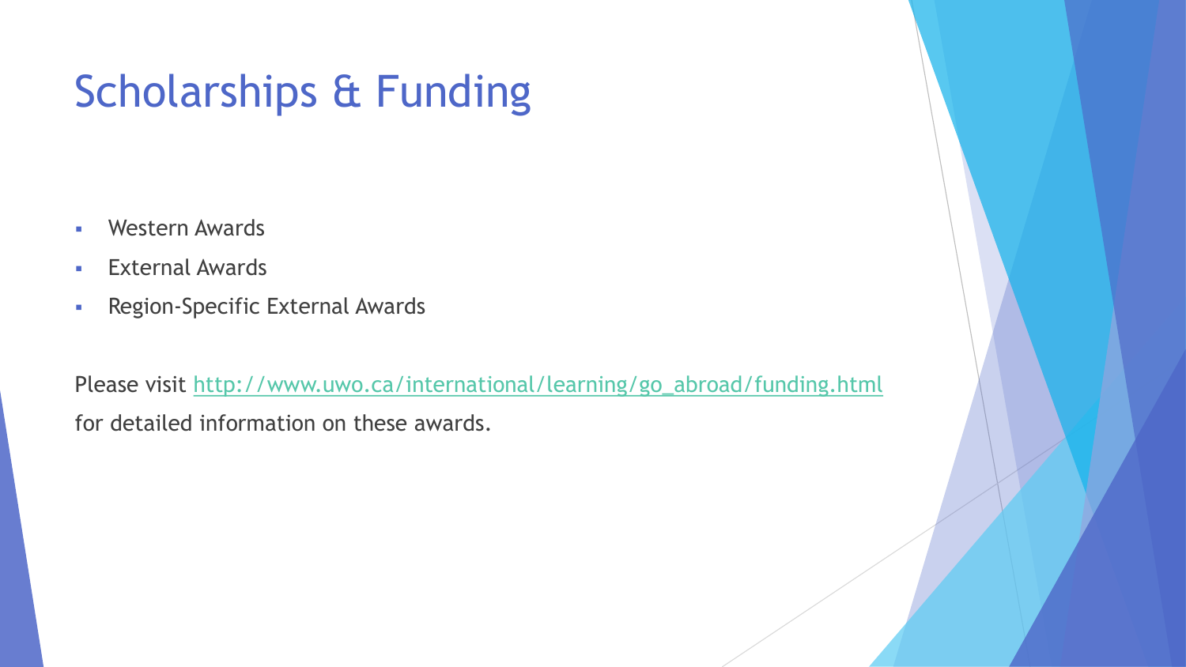# Scholarships & Funding

- Western Awards
- External Awards
- Region-Specific External Awards

Please visit [http://www.uwo.ca/international/learning/go_abroad/funding.html](http://www.uwo.ca/international/learning/go_abroad/funding.html) for detailed information on these awards.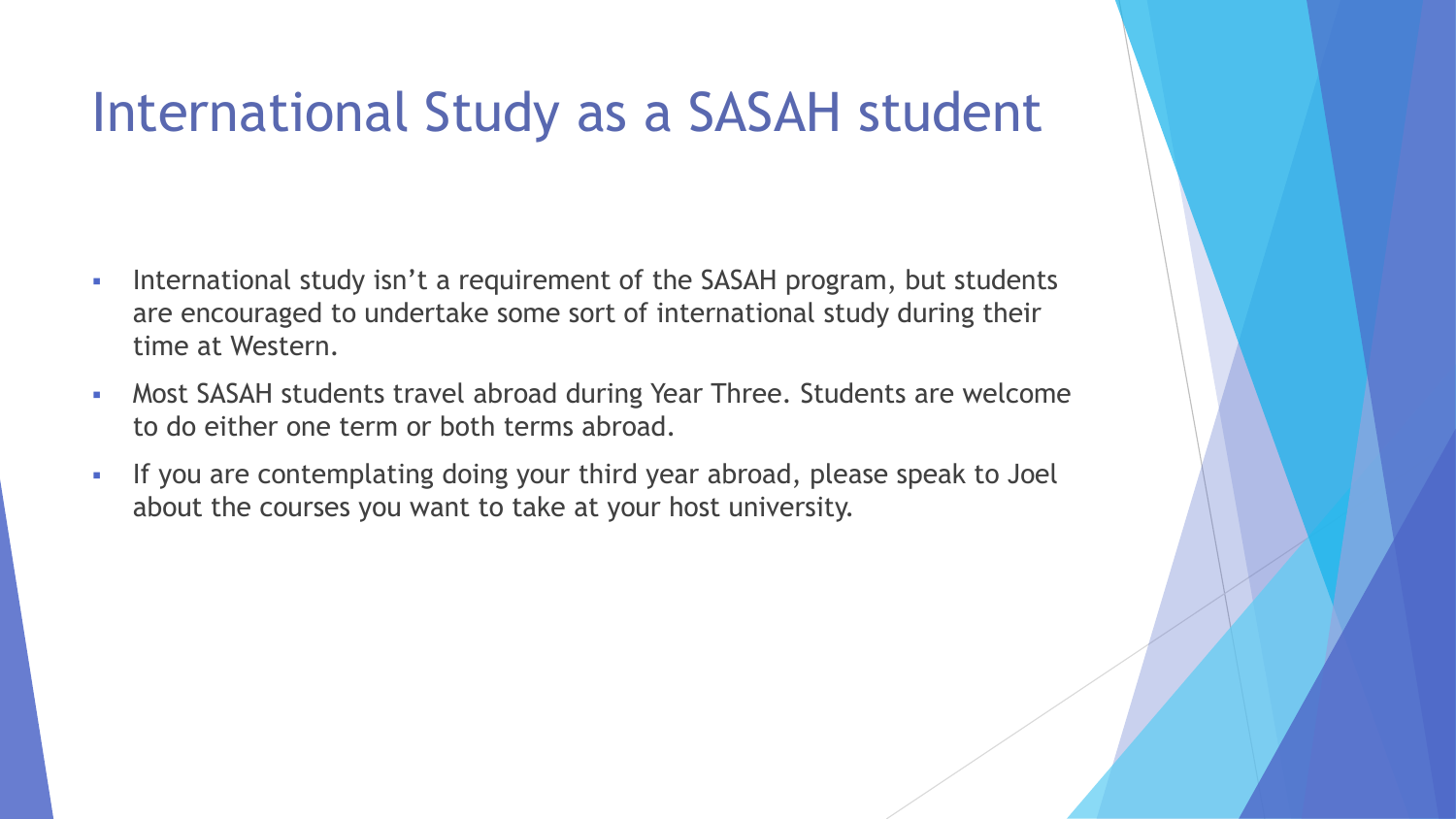# International Study as a SASAH student

- International study isn't a requirement of the SASAH program, but students are encouraged to undertake some sort of international study during their time at Western.
- Most SASAH students travel abroad during Year Three. Students are welcome to do either one term or both terms abroad.
- If you are contemplating doing your third year abroad, please speak to Joel about the courses you want to take at your host university.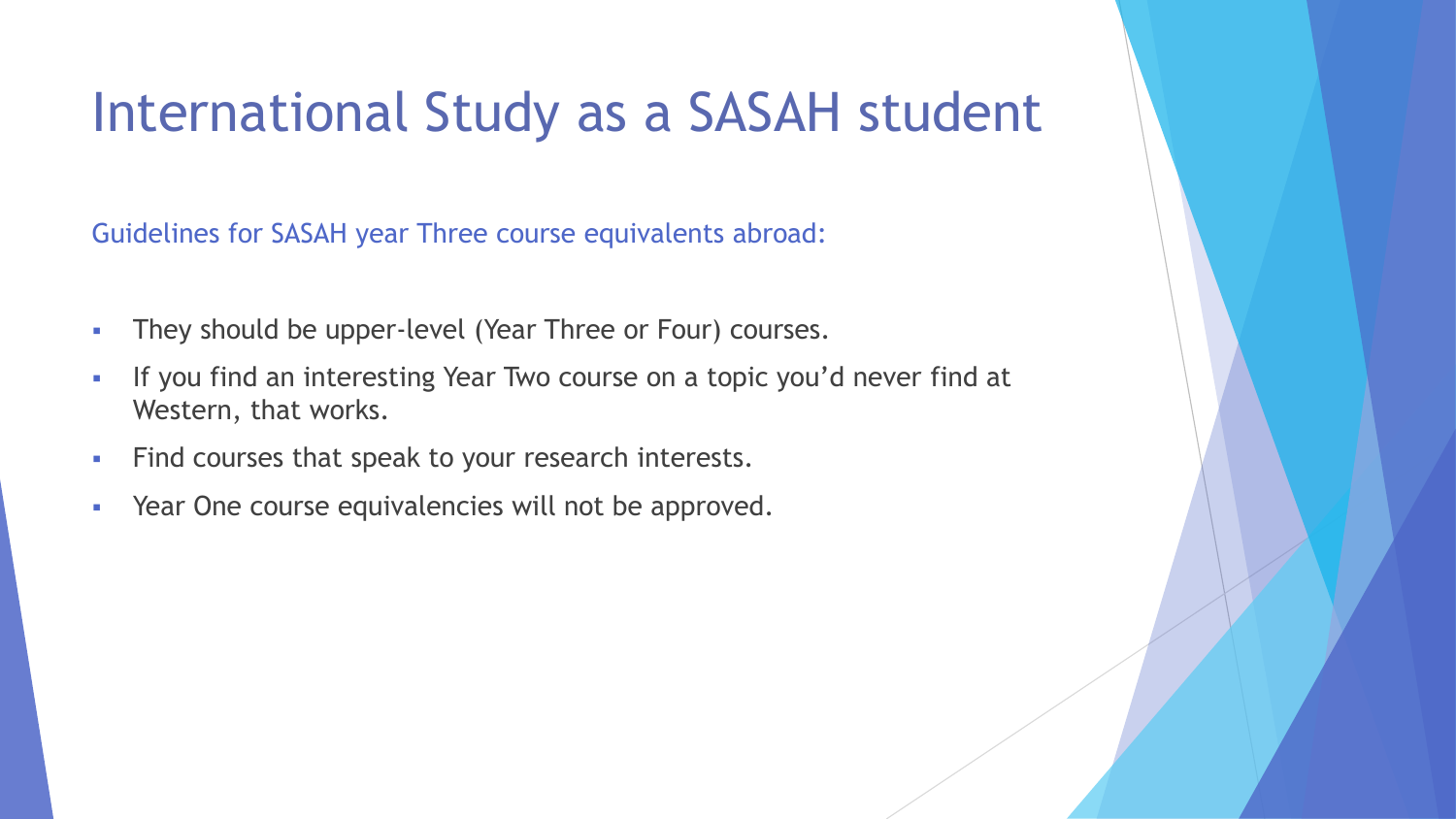# International Study as a SASAH student

Guidelines for SASAH year Three course equivalents abroad:

- They should be upper-level (Year Three or Four) courses.
- If you find an interesting Year Two course on a topic you'd never find at Western, that works.
- Find courses that speak to your research interests.
- Year One course equivalencies will not be approved.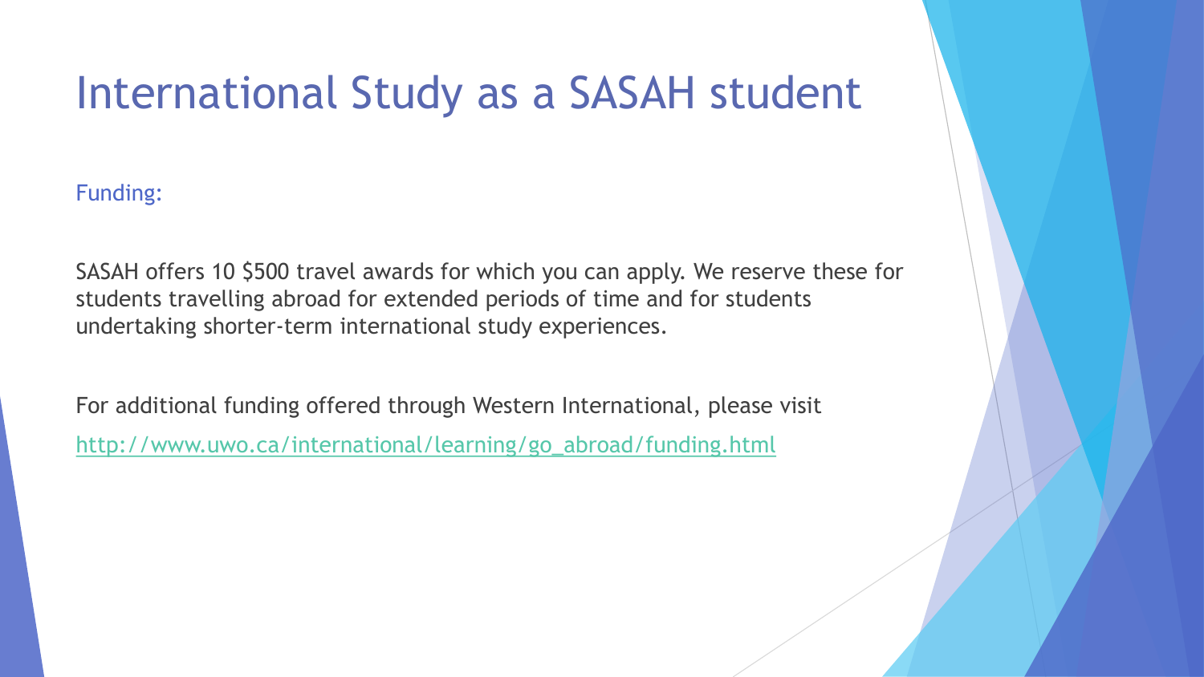# International Study as a SASAH student

## Funding:

SASAH offers 10 $500 travel awards for which you can apply. We reserve these for students travelling abroad for extended periods of time and for students undertaking shorter-term international study experiences.

For additional funding offered through Western International, please visit

http://www.uwo.ca/international/learning/go_abroad/funding.html